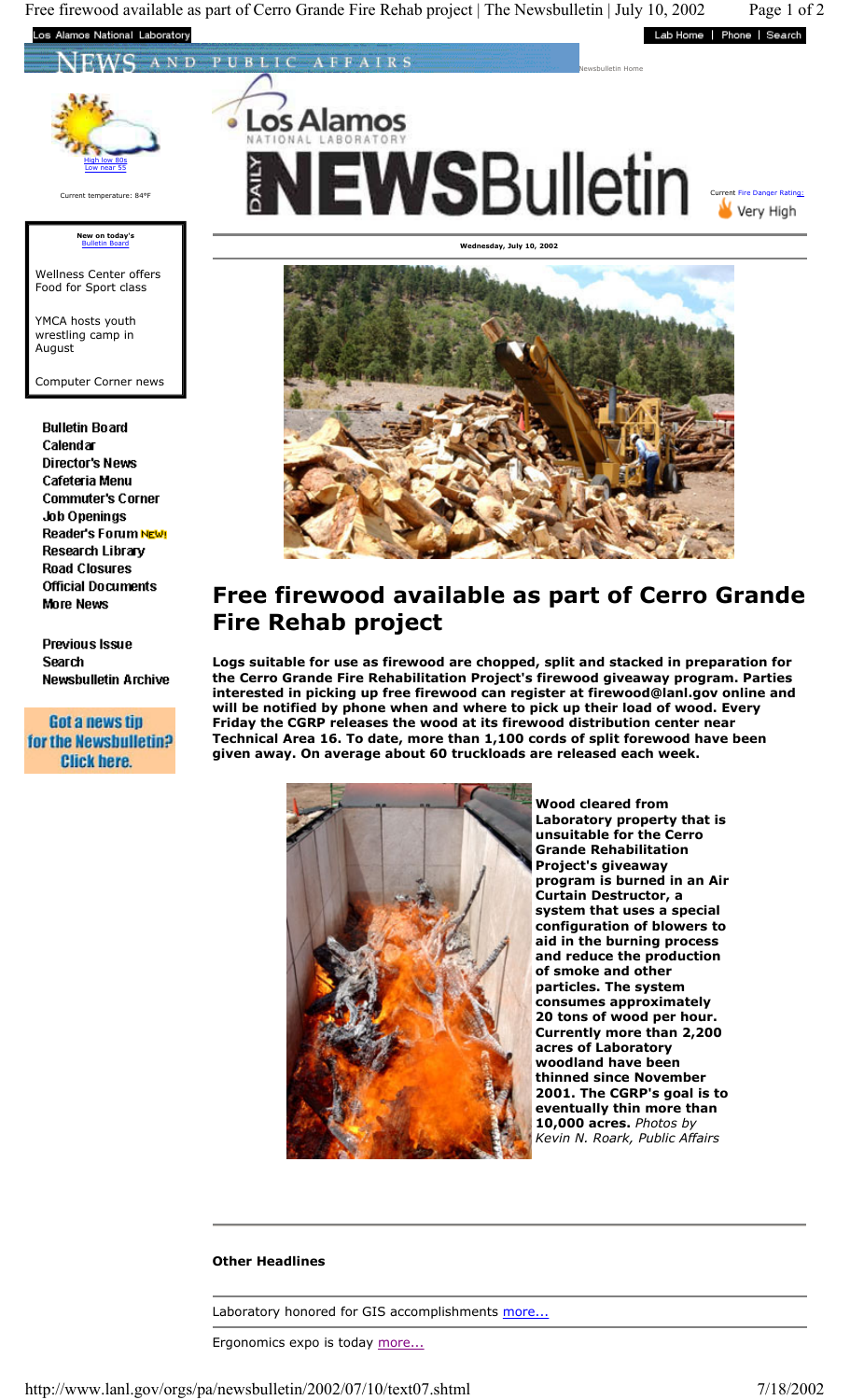Los Alamos National Laboratory

Lab Home | Phone | Search

NEWS AND PUBLIC AFFAIRS

Newsbulletin Home

High low 80s
Low near 55

Current temperature: 84°F

Los Alamos NATIONAL LABORATORY

DAILY NEWSBulletin

Current Fire Danger Rating: Very High

New on today's Bulletin Board

Wellness Center offers Food for Sport class

YMCA hosts youth wrestling camp in August

Computer Corner news

- Bulletin Board
- Calendar
- Director's News
- Cafeteria Menu
- Commuter's Corner
- Job Openings
- Reader's Forum NEW!
- Research Library
- Road Closures
- Official Documents
- More News

- Previous Issue
- Search
- Newsbulletin Archive

Got a news tip for the Newsbulletin? Click here.

**Wednesday, July 10, 2002**

# Free firewood available as part of Cerro Grande Fire Rehab project

**Logs suitable for use as firewood are chopped, split and stacked in preparation for the Cerro Grande Fire Rehabilitation Project's firewood giveaway program. Parties interested in picking up free firewood can register at firewood@lanl.gov online and will be notified by phone when and where to pick up their load of wood. Every Friday the CGRP releases the wood at its firewood distribution center near Technical Area 16. To date, more than 1,100 cords of split forewood have been given away. On average about 60 truckloads are released each week.**

**Wood cleared from Laboratory property that is unsuitable for the Cerro Grande Rehabilitation Project's giveaway program is burned in an Air Curtain Destructor, a system that uses a special configuration of blowers to aid in the burning process and reduce the production of smoke and other particles. The system consumes approximately 20 tons of wood per hour. Currently more than 2,200 acres of Laboratory woodland have been thinned since November 2001. The CGRP's goal is to eventually thin more than 10,000 acres.** *Photos by Kevin N. Roark, Public Affairs*

**Other Headlines**

Laboratory honored for GIS accomplishments more...

Ergonomics expo is today more...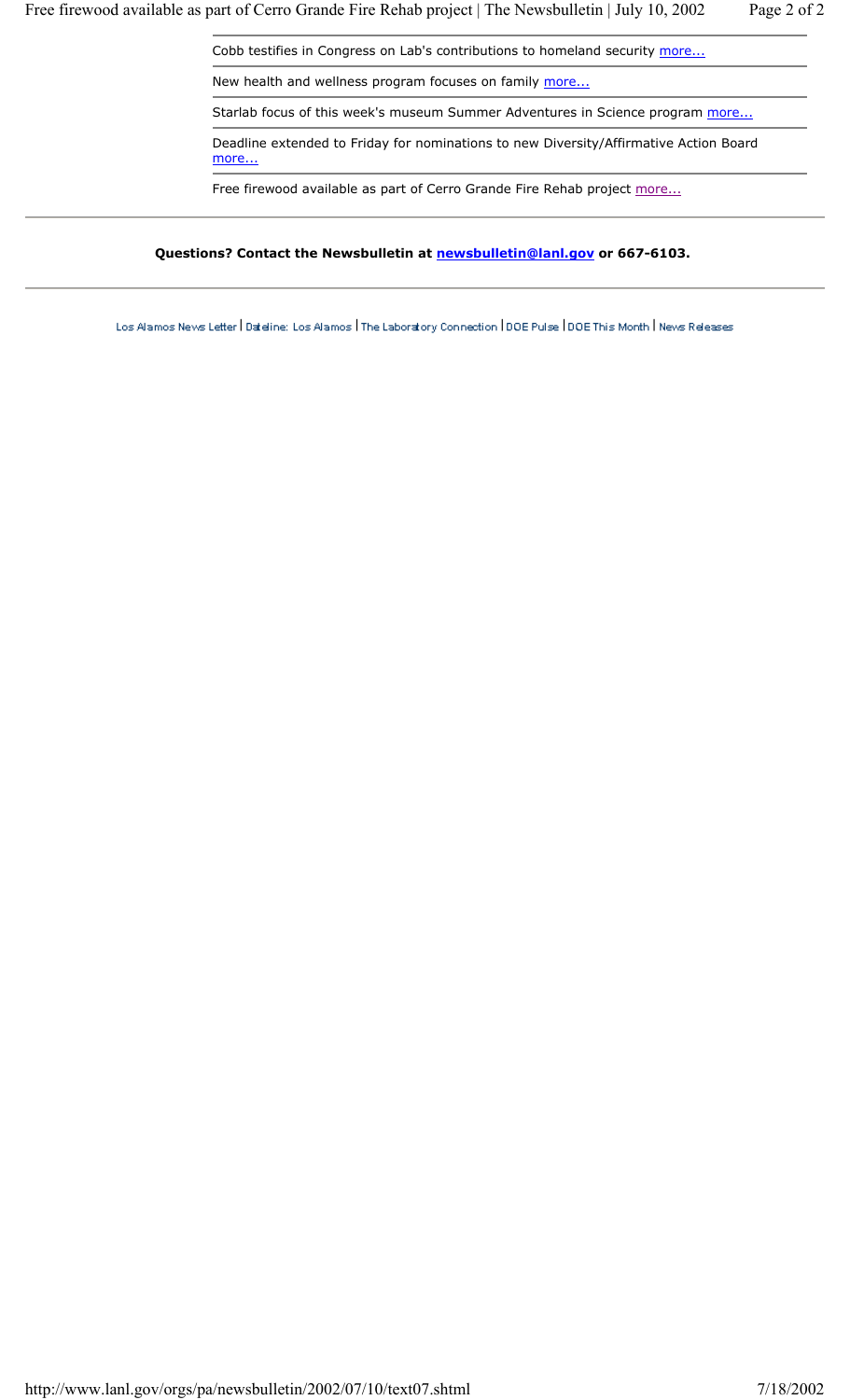Cobb testifies in Congress on Lab's contributions to homeland security more...

New health and wellness program focuses on family more...

Starlab focus of this week's museum Summer Adventures in Science program more...

Deadline extended to Friday for nominations to new Diversity/Affirmative Action Board more...

Free firewood available as part of Cerro Grande Fire Rehab project more...

---

**Questions? Contact the Newsbulletin at newsbulletin@lanl.gov or 667-6103.**

---

Los Alamos News Letter | Dateline: Los Alamos | The Laboratory Connection | DOE Pulse | DOE This Month | News Releases